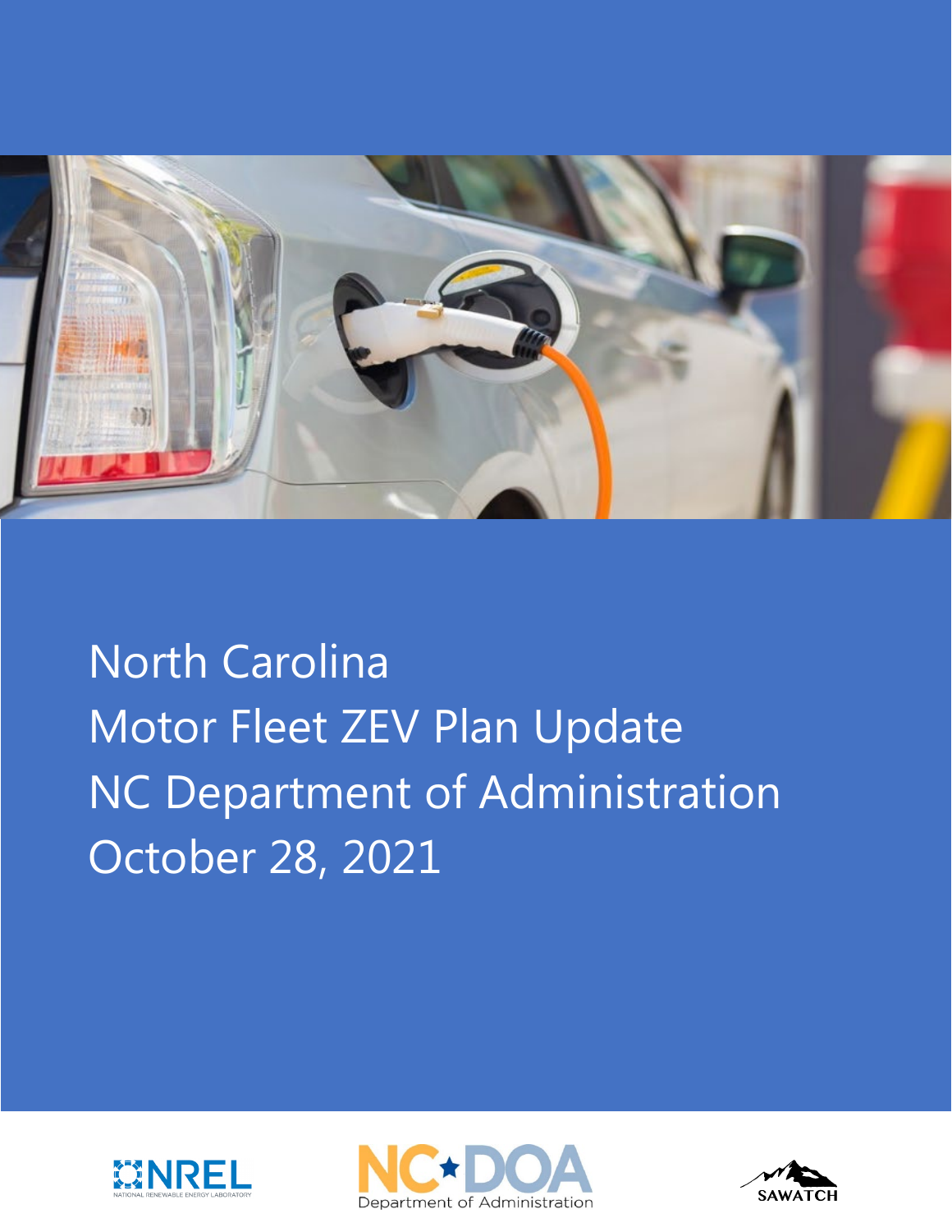# North Carolina Motor Fleet ZEV Plan Update NC Department of Administration October 28, 2021

NREL
NATIONAL RENEWABLE ENERGY LABORATORY

NC★DOA
Department of Administration

SAWATCH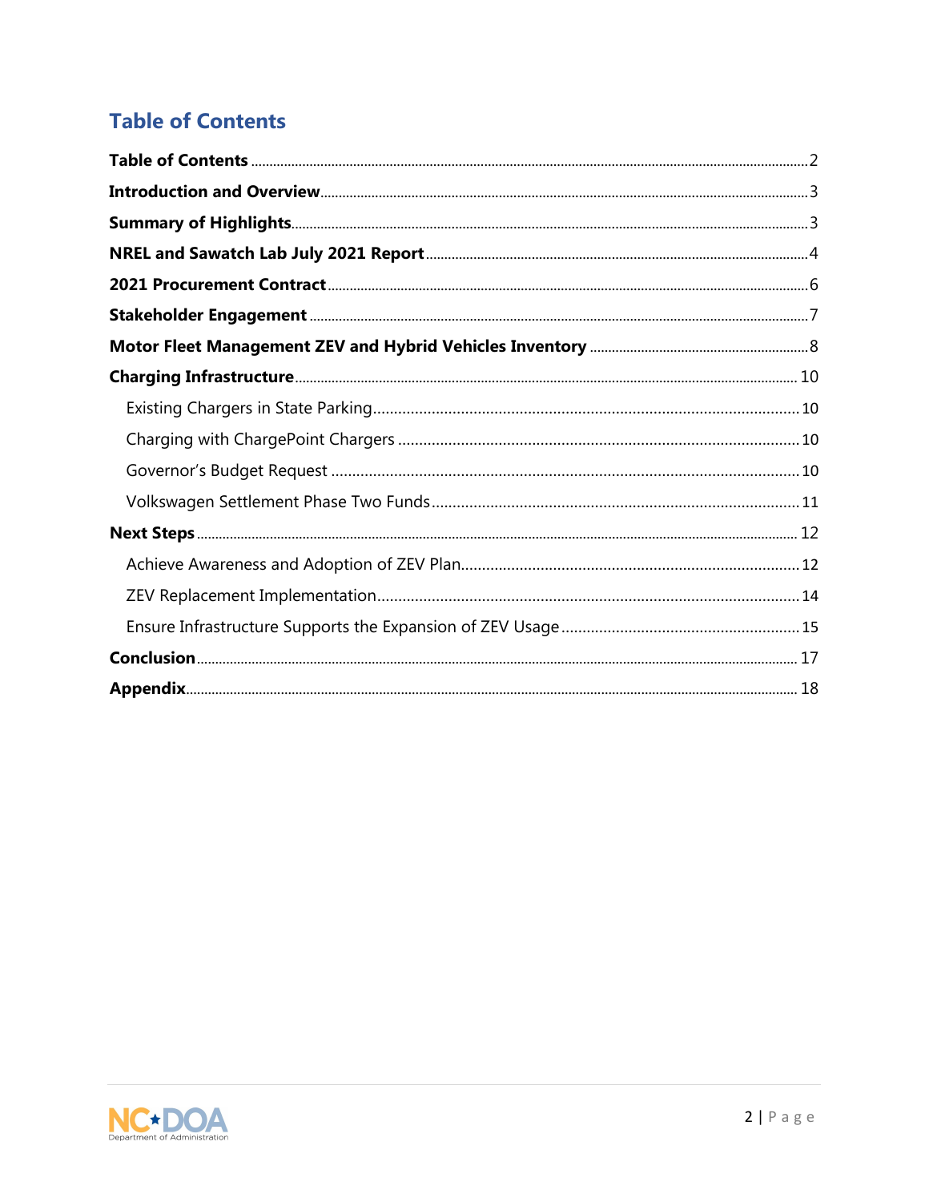# Table of Contents

**Table of Contents** ........ 2

**Introduction and Overview** ........ 3

**Summary of Highlights** ........ 3

**NREL and Sawatch Lab July 2021 Report** ........ 4

**2021 Procurement Contract** ........ 6

**Stakeholder Engagement** ........ 7

**Motor Fleet Management ZEV and Hybrid Vehicles Inventory** ........ 8

**Charging Infrastructure** ........ 10

- Existing Chargers in State Parking ........ 10
- Charging with ChargePoint Chargers ........ 10
- Governor's Budget Request ........ 10
- Volkswagen Settlement Phase Two Funds ........ 11

**Next Steps** ........ 12

- Achieve Awareness and Adoption of ZEV Plan ........ 12
- ZEV Replacement Implementation ........ 14
- Ensure Infrastructure Supports the Expansion of ZEV Usage ........ 15

**Conclusion** ........ 17

**Appendix** ........ 18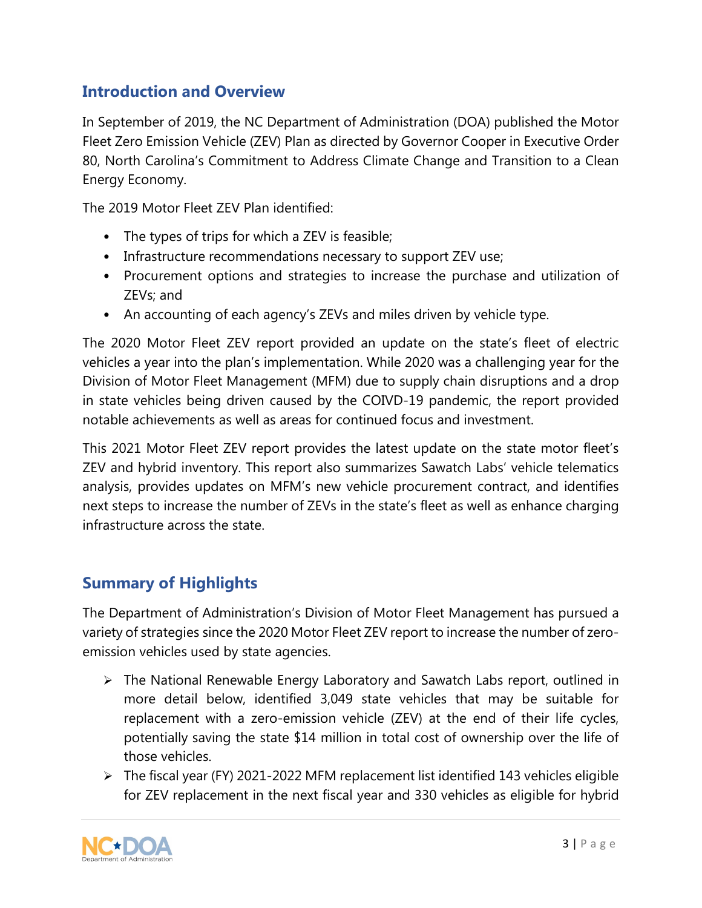## Introduction and Overview

In September of 2019, the NC Department of Administration (DOA) published the Motor Fleet Zero Emission Vehicle (ZEV) Plan as directed by Governor Cooper in Executive Order 80, North Carolina's Commitment to Address Climate Change and Transition to a Clean Energy Economy.

The 2019 Motor Fleet ZEV Plan identified:

- The types of trips for which a ZEV is feasible;
- Infrastructure recommendations necessary to support ZEV use;
- Procurement options and strategies to increase the purchase and utilization of ZEVs; and
- An accounting of each agency's ZEVs and miles driven by vehicle type.

The 2020 Motor Fleet ZEV report provided an update on the state's fleet of electric vehicles a year into the plan's implementation. While 2020 was a challenging year for the Division of Motor Fleet Management (MFM) due to supply chain disruptions and a drop in state vehicles being driven caused by the COIVD-19 pandemic, the report provided notable achievements as well as areas for continued focus and investment.

This 2021 Motor Fleet ZEV report provides the latest update on the state motor fleet's ZEV and hybrid inventory. This report also summarizes Sawatch Labs' vehicle telematics analysis, provides updates on MFM's new vehicle procurement contract, and identifies next steps to increase the number of ZEVs in the state's fleet as well as enhance charging infrastructure across the state.

## Summary of Highlights

The Department of Administration's Division of Motor Fleet Management has pursued a variety of strategies since the 2020 Motor Fleet ZEV report to increase the number of zero-emission vehicles used by state agencies.

- The National Renewable Energy Laboratory and Sawatch Labs report, outlined in more detail below, identified 3,049 state vehicles that may be suitable for replacement with a zero-emission vehicle (ZEV) at the end of their life cycles, potentially saving the state $14 million in total cost of ownership over the life of those vehicles.
- The fiscal year (FY) 2021-2022 MFM replacement list identified 143 vehicles eligible for ZEV replacement in the next fiscal year and 330 vehicles as eligible for hybrid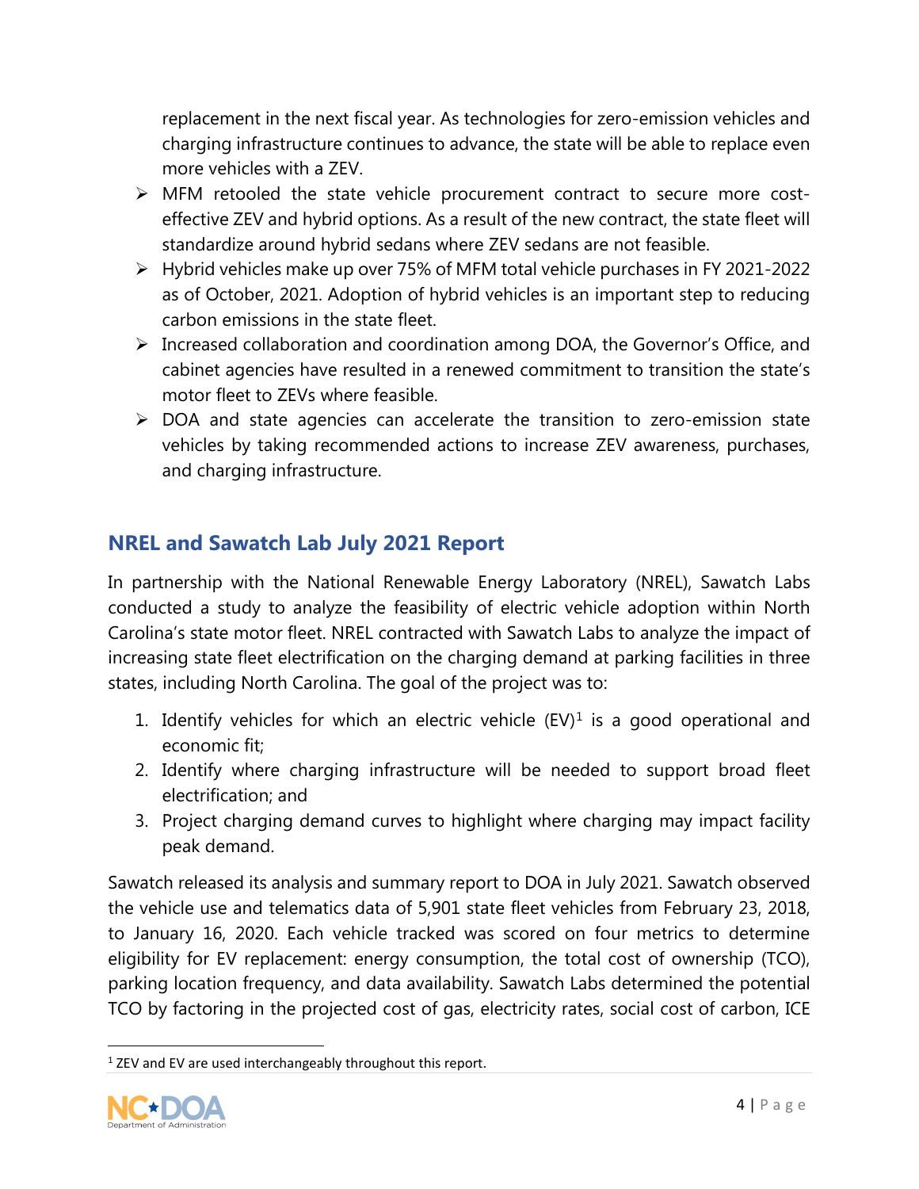replacement in the next fiscal year. As technologies for zero-emission vehicles and charging infrastructure continues to advance, the state will be able to replace even more vehicles with a ZEV.

- MFM retooled the state vehicle procurement contract to secure more cost-effective ZEV and hybrid options. As a result of the new contract, the state fleet will standardize around hybrid sedans where ZEV sedans are not feasible.
- Hybrid vehicles make up over 75% of MFM total vehicle purchases in FY 2021-2022 as of October, 2021. Adoption of hybrid vehicles is an important step to reducing carbon emissions in the state fleet.
- Increased collaboration and coordination among DOA, the Governor's Office, and cabinet agencies have resulted in a renewed commitment to transition the state's motor fleet to ZEVs where feasible.
- DOA and state agencies can accelerate the transition to zero-emission state vehicles by taking recommended actions to increase ZEV awareness, purchases, and charging infrastructure.

## NREL and Sawatch Lab July 2021 Report

In partnership with the National Renewable Energy Laboratory (NREL), Sawatch Labs conducted a study to analyze the feasibility of electric vehicle adoption within North Carolina's state motor fleet. NREL contracted with Sawatch Labs to analyze the impact of increasing state fleet electrification on the charging demand at parking facilities in three states, including North Carolina. The goal of the project was to:

1. Identify vehicles for which an electric vehicle (EV)[1] is a good operational and economic fit;
2. Identify where charging infrastructure will be needed to support broad fleet electrification; and
3. Project charging demand curves to highlight where charging may impact facility peak demand.

Sawatch released its analysis and summary report to DOA in July 2021. Sawatch observed the vehicle use and telematics data of 5,901 state fleet vehicles from February 23, 2018, to January 16, 2020. Each vehicle tracked was scored on four metrics to determine eligibility for EV replacement: energy consumption, the total cost of ownership (TCO), parking location frequency, and data availability. Sawatch Labs determined the potential TCO by factoring in the projected cost of gas, electricity rates, social cost of carbon, ICE

[1] ZEV and EV are used interchangeably throughout this report.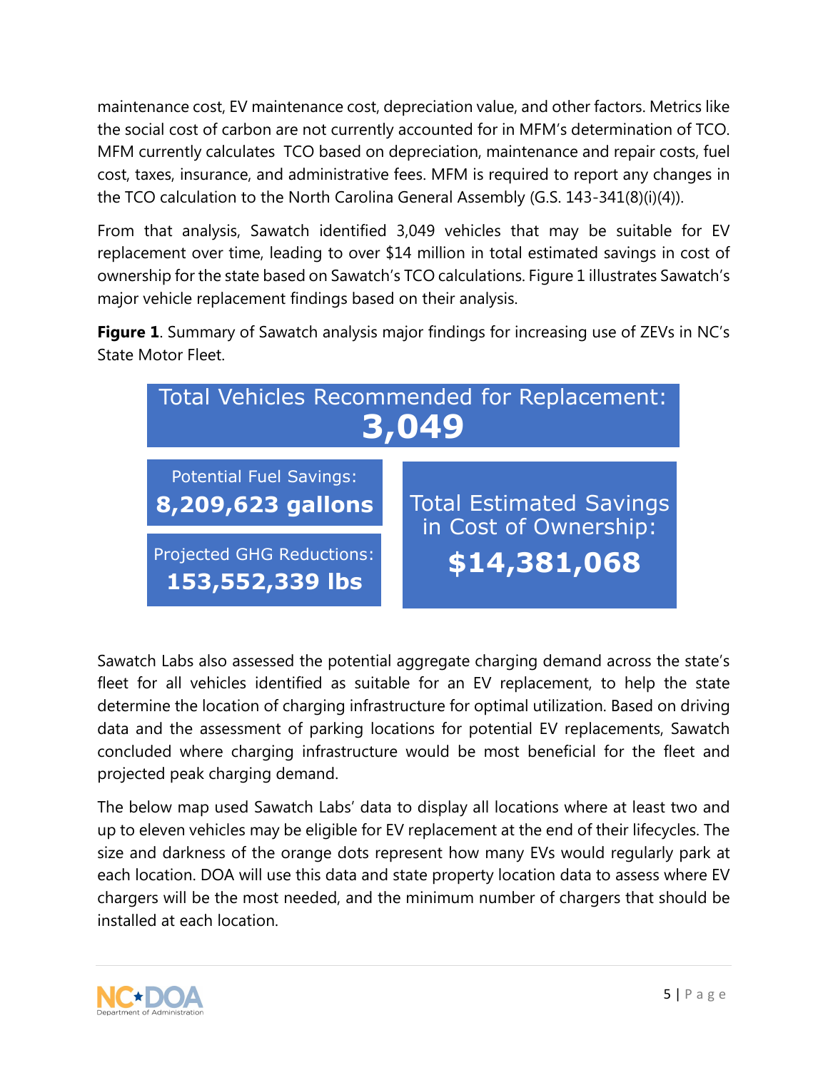maintenance cost, EV maintenance cost, depreciation value, and other factors. Metrics like the social cost of carbon are not currently accounted for in MFM's determination of TCO. MFM currently calculates TCO based on depreciation, maintenance and repair costs, fuel cost, taxes, insurance, and administrative fees. MFM is required to report any changes in the TCO calculation to the North Carolina General Assembly (G.S. 143-341(8)(i)(4)).

From that analysis, Sawatch identified 3,049 vehicles that may be suitable for EV replacement over time, leading to over $14 million in total estimated savings in cost of ownership for the state based on Sawatch's TCO calculations. Figure 1 illustrates Sawatch's major vehicle replacement findings based on their analysis.

**Figure 1**. Summary of Sawatch analysis major findings for increasing use of ZEVs in NC's State Motor Fleet.

Total Vehicles Recommended for Replacement: **3,049**

Potential Fuel Savings: **8,209,623 gallons**

Projected GHG Reductions: **153,552,339 lbs**

Total Estimated Savings in Cost of Ownership: **$14,381,068**

Sawatch Labs also assessed the potential aggregate charging demand across the state's fleet for all vehicles identified as suitable for an EV replacement, to help the state determine the location of charging infrastructure for optimal utilization. Based on driving data and the assessment of parking locations for potential EV replacements, Sawatch concluded where charging infrastructure would be most beneficial for the fleet and projected peak charging demand.

The below map used Sawatch Labs' data to display all locations where at least two and up to eleven vehicles may be eligible for EV replacement at the end of their lifecycles. The size and darkness of the orange dots represent how many EVs would regularly park at each location. DOA will use this data and state property location data to assess where EV chargers will be the most needed, and the minimum number of chargers that should be installed at each location.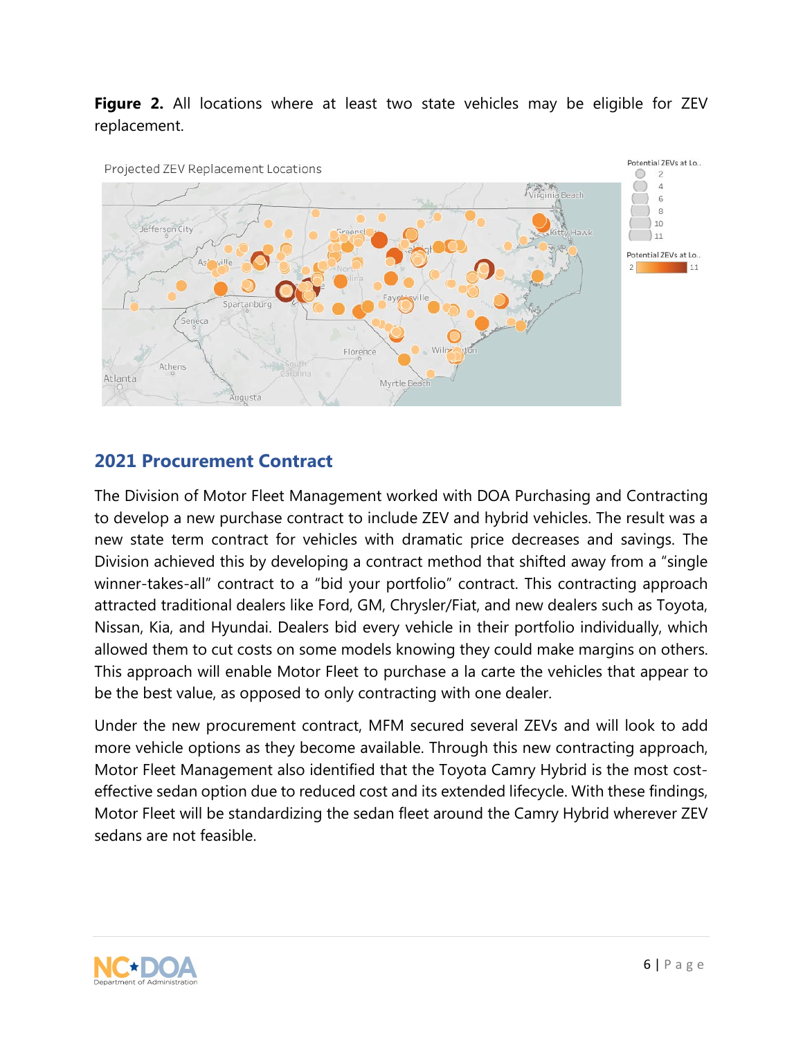**Figure 2.** All locations where at least two state vehicles may be eligible for ZEV replacement.

## 2021 Procurement Contract

The Division of Motor Fleet Management worked with DOA Purchasing and Contracting to develop a new purchase contract to include ZEV and hybrid vehicles. The result was a new state term contract for vehicles with dramatic price decreases and savings. The Division achieved this by developing a contract method that shifted away from a "single winner-takes-all" contract to a "bid your portfolio" contract. This contracting approach attracted traditional dealers like Ford, GM, Chrysler/Fiat, and new dealers such as Toyota, Nissan, Kia, and Hyundai. Dealers bid every vehicle in their portfolio individually, which allowed them to cut costs on some models knowing they could make margins on others. This approach will enable Motor Fleet to purchase a la carte the vehicles that appear to be the best value, as opposed to only contracting with one dealer.

Under the new procurement contract, MFM secured several ZEVs and will look to add more vehicle options as they become available. Through this new contracting approach, Motor Fleet Management also identified that the Toyota Camry Hybrid is the most cost-effective sedan option due to reduced cost and its extended lifecycle. With these findings, Motor Fleet will be standardizing the sedan fleet around the Camry Hybrid wherever ZEV sedans are not feasible.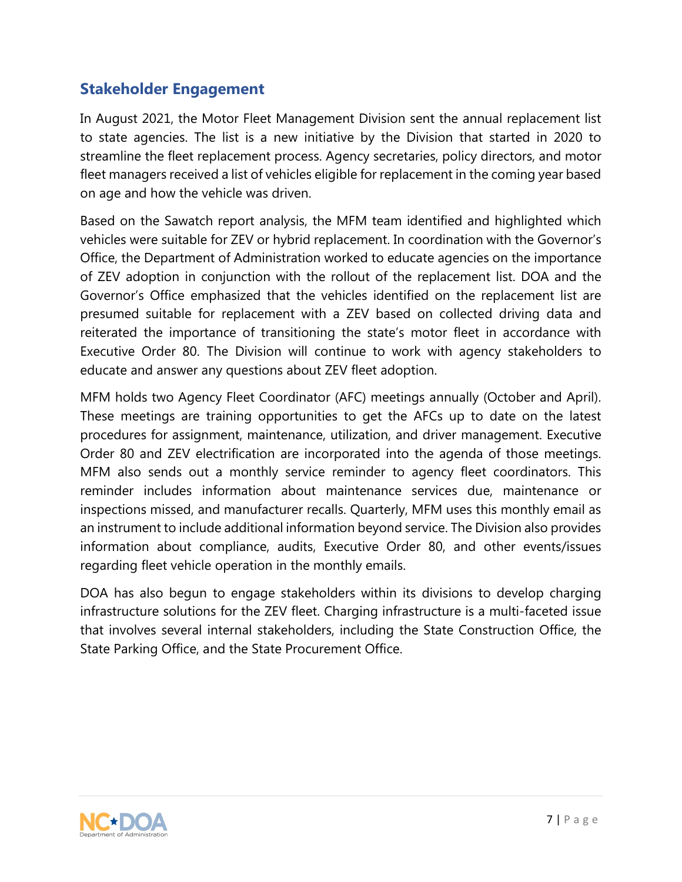## Stakeholder Engagement

In August 2021, the Motor Fleet Management Division sent the annual replacement list to state agencies. The list is a new initiative by the Division that started in 2020 to streamline the fleet replacement process. Agency secretaries, policy directors, and motor fleet managers received a list of vehicles eligible for replacement in the coming year based on age and how the vehicle was driven.

Based on the Sawatch report analysis, the MFM team identified and highlighted which vehicles were suitable for ZEV or hybrid replacement. In coordination with the Governor's Office, the Department of Administration worked to educate agencies on the importance of ZEV adoption in conjunction with the rollout of the replacement list. DOA and the Governor's Office emphasized that the vehicles identified on the replacement list are presumed suitable for replacement with a ZEV based on collected driving data and reiterated the importance of transitioning the state's motor fleet in accordance with Executive Order 80. The Division will continue to work with agency stakeholders to educate and answer any questions about ZEV fleet adoption.

MFM holds two Agency Fleet Coordinator (AFC) meetings annually (October and April). These meetings are training opportunities to get the AFCs up to date on the latest procedures for assignment, maintenance, utilization, and driver management. Executive Order 80 and ZEV electrification are incorporated into the agenda of those meetings. MFM also sends out a monthly service reminder to agency fleet coordinators. This reminder includes information about maintenance services due, maintenance or inspections missed, and manufacturer recalls. Quarterly, MFM uses this monthly email as an instrument to include additional information beyond service. The Division also provides information about compliance, audits, Executive Order 80, and other events/issues regarding fleet vehicle operation in the monthly emails.

DOA has also begun to engage stakeholders within its divisions to develop charging infrastructure solutions for the ZEV fleet. Charging infrastructure is a multi-faceted issue that involves several internal stakeholders, including the State Construction Office, the State Parking Office, and the State Procurement Office.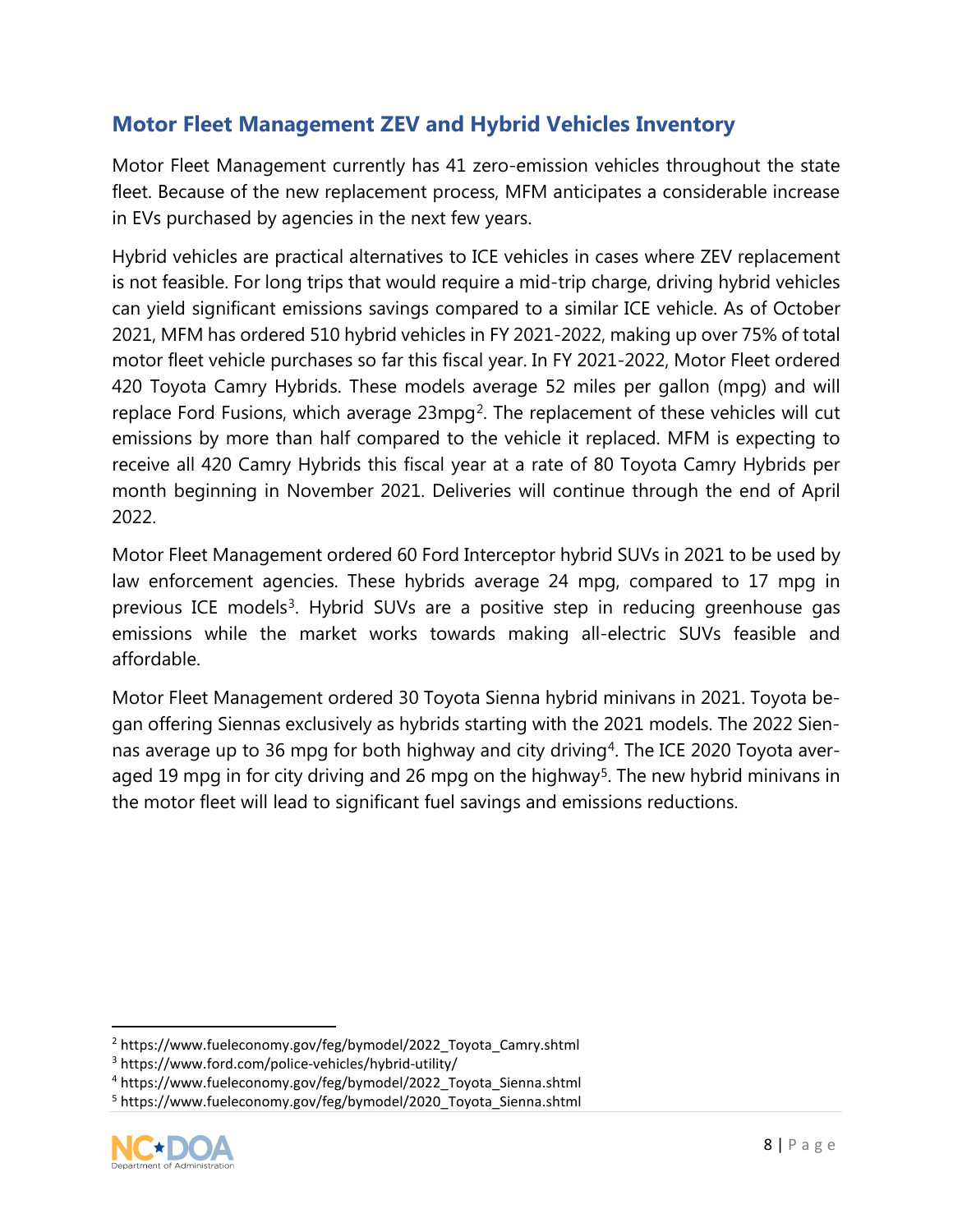## Motor Fleet Management ZEV and Hybrid Vehicles Inventory

Motor Fleet Management currently has 41 zero-emission vehicles throughout the state fleet. Because of the new replacement process, MFM anticipates a considerable increase in EVs purchased by agencies in the next few years.

Hybrid vehicles are practical alternatives to ICE vehicles in cases where ZEV replacement is not feasible. For long trips that would require a mid-trip charge, driving hybrid vehicles can yield significant emissions savings compared to a similar ICE vehicle. As of October 2021, MFM has ordered 510 hybrid vehicles in FY 2021-2022, making up over 75% of total motor fleet vehicle purchases so far this fiscal year. In FY 2021-2022, Motor Fleet ordered 420 Toyota Camry Hybrids. These models average 52 miles per gallon (mpg) and will replace Ford Fusions, which average 23mpg[2]. The replacement of these vehicles will cut emissions by more than half compared to the vehicle it replaced. MFM is expecting to receive all 420 Camry Hybrids this fiscal year at a rate of 80 Toyota Camry Hybrids per month beginning in November 2021. Deliveries will continue through the end of April 2022.

Motor Fleet Management ordered 60 Ford Interceptor hybrid SUVs in 2021 to be used by law enforcement agencies. These hybrids average 24 mpg, compared to 17 mpg in previous ICE models[3]. Hybrid SUVs are a positive step in reducing greenhouse gas emissions while the market works towards making all-electric SUVs feasible and affordable.

Motor Fleet Management ordered 30 Toyota Sienna hybrid minivans in 2021. Toyota began offering Siennas exclusively as hybrids starting with the 2021 models. The 2022 Siennas average up to 36 mpg for both highway and city driving[4]. The ICE 2020 Toyota averaged 19 mpg in for city driving and 26 mpg on the highway[5]. The new hybrid minivans in the motor fleet will lead to significant fuel savings and emissions reductions.

[2] https://www.fueleconomy.gov/feg/bymodel/2022_Toyota_Camry.shtml
[3] https://www.ford.com/police-vehicles/hybrid-utility/
[4] https://www.fueleconomy.gov/feg/bymodel/2022_Toyota_Sienna.shtml
[5] https://www.fueleconomy.gov/feg/bymodel/2020_Toyota_Sienna.shtml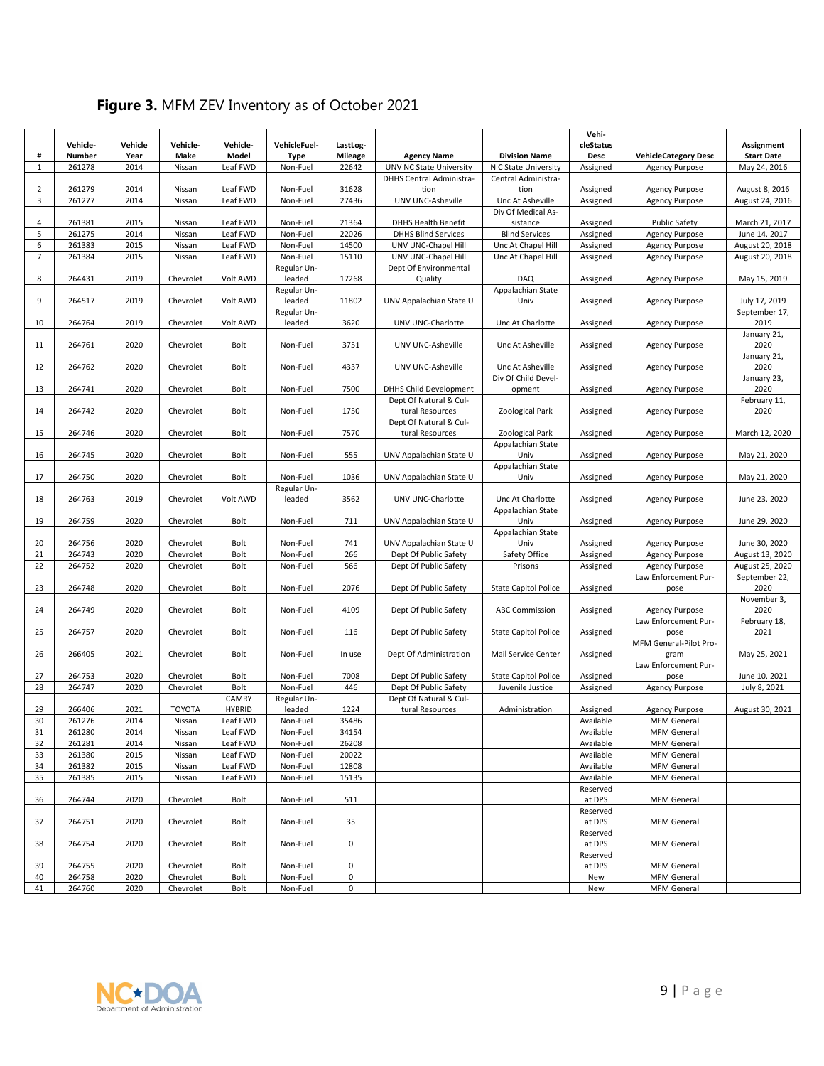**Figure 3.** MFM ZEV Inventory as of October 2021

| # | Vehicle-Number | Vehicle Year | Vehicle-Make | Vehicle-Model | VehicleFuel-Type | LastLog-Mileage | Agency Name | Division Name | Vehi-cleStatus Desc | VehicleCategory Desc | Assignment Start Date |
|---|---|---|---|---|---|---|---|---|---|---|---|
| 1 | 261278 | 2014 | Nissan | Leaf FWD | Non-Fuel | 22642 | UNV NC State University | N C State University | Assigned | Agency Purpose | May 24, 2016 |
| 2 | 261279 | 2014 | Nissan | Leaf FWD | Non-Fuel | 31628 | DHHS Central Administra-tion | Central Administra-tion | Assigned | Agency Purpose | August 8, 2016 |
| 3 | 261277 | 2014 | Nissan | Leaf FWD | Non-Fuel | 27436 | UNV UNC-Asheville | Unc At Asheville | Assigned | Agency Purpose | August 24, 2016 |
| 4 | 261381 | 2015 | Nissan | Leaf FWD | Non-Fuel | 21364 | DHHS Health Benefit | Div Of Medical As-sistance | Assigned | Public Safety | March 21, 2017 |
| 5 | 261275 | 2014 | Nissan | Leaf FWD | Non-Fuel | 22026 | DHHS Blind Services | Blind Services | Assigned | Agency Purpose | June 14, 2017 |
| 6 | 261383 | 2015 | Nissan | Leaf FWD | Non-Fuel | 14500 | UNV UNC-Chapel Hill | Unc At Chapel Hill | Assigned | Agency Purpose | August 20, 2018 |
| 7 | 261384 | 2015 | Nissan | Leaf FWD | Non-Fuel | 15110 | UNV UNC-Chapel Hill | Unc At Chapel Hill | Assigned | Agency Purpose | August 20, 2018 |
| 8 | 264431 | 2019 | Chevrolet | Volt AWD | Regular Un-leaded | 17268 | Dept Of Environmental Quality | DAQ | Assigned | Agency Purpose | May 15, 2019 |
| 9 | 264517 | 2019 | Chevrolet | Volt AWD | Regular Un-leaded | 11802 | UNV Appalachian State U | Appalachian State Univ | Assigned | Agency Purpose | July 17, 2019 |
| 10 | 264764 | 2019 | Chevrolet | Volt AWD | Regular Un-leaded | 3620 | UNV UNC-Charlotte | Unc At Charlotte | Assigned | Agency Purpose | September 17, 2019 |
| 11 | 264761 | 2020 | Chevrolet | Bolt | Non-Fuel | 3751 | UNV UNC-Asheville | Unc At Asheville | Assigned | Agency Purpose | January 21, 2020 |
| 12 | 264762 | 2020 | Chevrolet | Bolt | Non-Fuel | 4337 | UNV UNC-Asheville | Unc At Asheville | Assigned | Agency Purpose | January 21, 2020 |
| 13 | 264741 | 2020 | Chevrolet | Bolt | Non-Fuel | 7500 | DHHS Child Development | Div Of Child Devel-opment | Assigned | Agency Purpose | January 23, 2020 |
| 14 | 264742 | 2020 | Chevrolet | Bolt | Non-Fuel | 1750 | Dept Of Natural & Cul-tural Resources | Zoological Park | Assigned | Agency Purpose | February 11, 2020 |
| 15 | 264746 | 2020 | Chevrolet | Bolt | Non-Fuel | 7570 | Dept Of Natural & Cul-tural Resources | Zoological Park | Assigned | Agency Purpose | March 12, 2020 |
| 16 | 264745 | 2020 | Chevrolet | Bolt | Non-Fuel | 555 | UNV Appalachian State U | Appalachian State Univ | Assigned | Agency Purpose | May 21, 2020 |
| 17 | 264750 | 2020 | Chevrolet | Bolt | Non-Fuel | 1036 | UNV Appalachian State U | Appalachian State Univ | Assigned | Agency Purpose | May 21, 2020 |
| 18 | 264763 | 2019 | Chevrolet | Volt AWD | Regular Un-leaded | 3562 | UNV UNC-Charlotte | Unc At Charlotte | Assigned | Agency Purpose | June 23, 2020 |
| 19 | 264759 | 2020 | Chevrolet | Bolt | Non-Fuel | 711 | UNV Appalachian State U | Appalachian State Univ | Assigned | Agency Purpose | June 29, 2020 |
| 20 | 264756 | 2020 | Chevrolet | Bolt | Non-Fuel | 741 | UNV Appalachian State U | Appalachian State Univ | Assigned | Agency Purpose | June 30, 2020 |
| 21 | 264743 | 2020 | Chevrolet | Bolt | Non-Fuel | 266 | Dept Of Public Safety | Safety Office | Assigned | Agency Purpose | August 13, 2020 |
| 22 | 264752 | 2020 | Chevrolet | Bolt | Non-Fuel | 566 | Dept Of Public Safety | Prisons | Assigned | Agency Purpose | August 25, 2020 |
| 23 | 264748 | 2020 | Chevrolet | Bolt | Non-Fuel | 2076 | Dept Of Public Safety | State Capitol Police | Assigned | Law Enforcement Pur-pose | September 22, 2020 |
| 24 | 264749 | 2020 | Chevrolet | Bolt | Non-Fuel | 4109 | Dept Of Public Safety | ABC Commission | Assigned | Agency Purpose | November 3, 2020 |
| 25 | 264757 | 2020 | Chevrolet | Bolt | Non-Fuel | 116 | Dept Of Public Safety | State Capitol Police | Assigned | Law Enforcement Pur-pose | February 18, 2021 |
| 26 | 266405 | 2021 | Chevrolet | Bolt | Non-Fuel | In use | Dept Of Administration | Mail Service Center | Assigned | MFM General-Pilot Pro-gram | May 25, 2021 |
| 27 | 264753 | 2020 | Chevrolet | Bolt | Non-Fuel | 7008 | Dept Of Public Safety | State Capitol Police | Assigned | Law Enforcement Pur-pose | June 10, 2021 |
| 28 | 264747 | 2020 | Chevrolet | Bolt | Non-Fuel | 446 | Dept Of Public Safety | Juvenile Justice | Assigned | Agency Purpose | July 8, 2021 |
| 29 | 266406 | 2021 | TOYOTA | CAMRY HYBRID | Regular Un-leaded | 1224 | Dept Of Natural & Cul-tural Resources | Administration | Assigned | Agency Purpose | August 30, 2021 |
| 30 | 261276 | 2014 | Nissan | Leaf FWD | Non-Fuel | 35486 | | | Available | MFM General | |
| 31 | 261280 | 2014 | Nissan | Leaf FWD | Non-Fuel | 34154 | | | Available | MFM General | |
| 32 | 261281 | 2014 | Nissan | Leaf FWD | Non-Fuel | 26208 | | | Available | MFM General | |
| 33 | 261380 | 2015 | Nissan | Leaf FWD | Non-Fuel | 20022 | | | Available | MFM General | |
| 34 | 261382 | 2015 | Nissan | Leaf FWD | Non-Fuel | 12808 | | | Available | MFM General | |
| 35 | 261385 | 2015 | Nissan | Leaf FWD | Non-Fuel | 15135 | | | Available | MFM General | |
| 36 | 264744 | 2020 | Chevrolet | Bolt | Non-Fuel | 511 | | | Reserved at DPS | MFM General | |
| 37 | 264751 | 2020 | Chevrolet | Bolt | Non-Fuel | 35 | | | Reserved at DPS | MFM General | |
| 38 | 264754 | 2020 | Chevrolet | Bolt | Non-Fuel | 0 | | | Reserved at DPS | MFM General | |
| 39 | 264755 | 2020 | Chevrolet | Bolt | Non-Fuel | 0 | | | Reserved at DPS | MFM General | |
| 40 | 264758 | 2020 | Chevrolet | Bolt | Non-Fuel | 0 | | | New | MFM General | |
| 41 | 264760 | 2020 | Chevrolet | Bolt | Non-Fuel | 0 | | | New | MFM General | |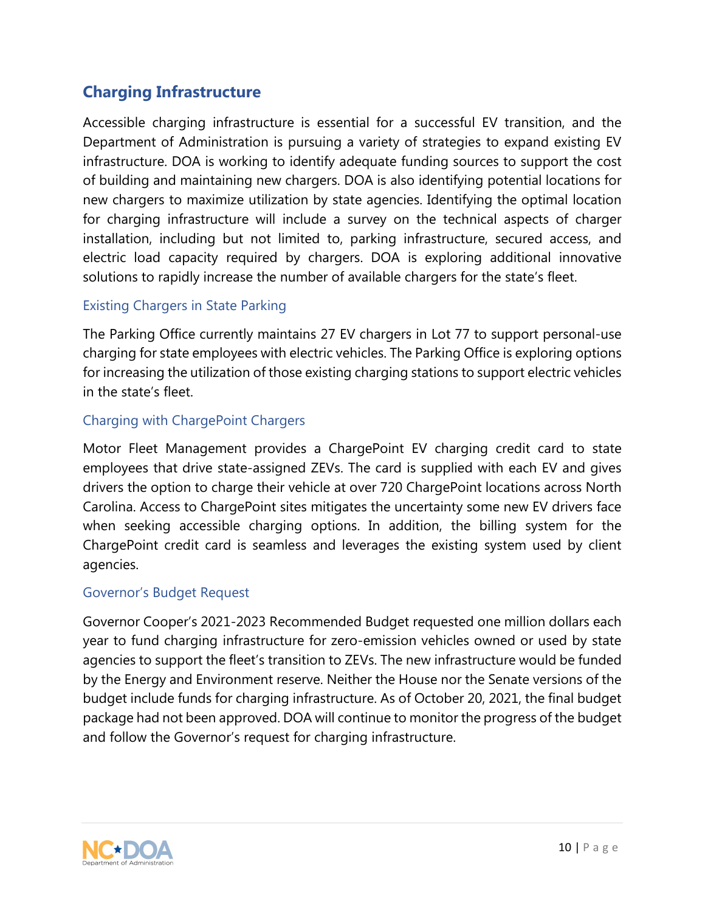## Charging Infrastructure

Accessible charging infrastructure is essential for a successful EV transition, and the Department of Administration is pursuing a variety of strategies to expand existing EV infrastructure. DOA is working to identify adequate funding sources to support the cost of building and maintaining new chargers. DOA is also identifying potential locations for new chargers to maximize utilization by state agencies. Identifying the optimal location for charging infrastructure will include a survey on the technical aspects of charger installation, including but not limited to, parking infrastructure, secured access, and electric load capacity required by chargers. DOA is exploring additional innovative solutions to rapidly increase the number of available chargers for the state's fleet.

### Existing Chargers in State Parking

The Parking Office currently maintains 27 EV chargers in Lot 77 to support personal-use charging for state employees with electric vehicles. The Parking Office is exploring options for increasing the utilization of those existing charging stations to support electric vehicles in the state's fleet.

### Charging with ChargePoint Chargers

Motor Fleet Management provides a ChargePoint EV charging credit card to state employees that drive state-assigned ZEVs. The card is supplied with each EV and gives drivers the option to charge their vehicle at over 720 ChargePoint locations across North Carolina. Access to ChargePoint sites mitigates the uncertainty some new EV drivers face when seeking accessible charging options. In addition, the billing system for the ChargePoint credit card is seamless and leverages the existing system used by client agencies.

### Governor's Budget Request

Governor Cooper's 2021-2023 Recommended Budget requested one million dollars each year to fund charging infrastructure for zero-emission vehicles owned or used by state agencies to support the fleet's transition to ZEVs. The new infrastructure would be funded by the Energy and Environment reserve. Neither the House nor the Senate versions of the budget include funds for charging infrastructure. As of October 20, 2021, the final budget package had not been approved. DOA will continue to monitor the progress of the budget and follow the Governor's request for charging infrastructure.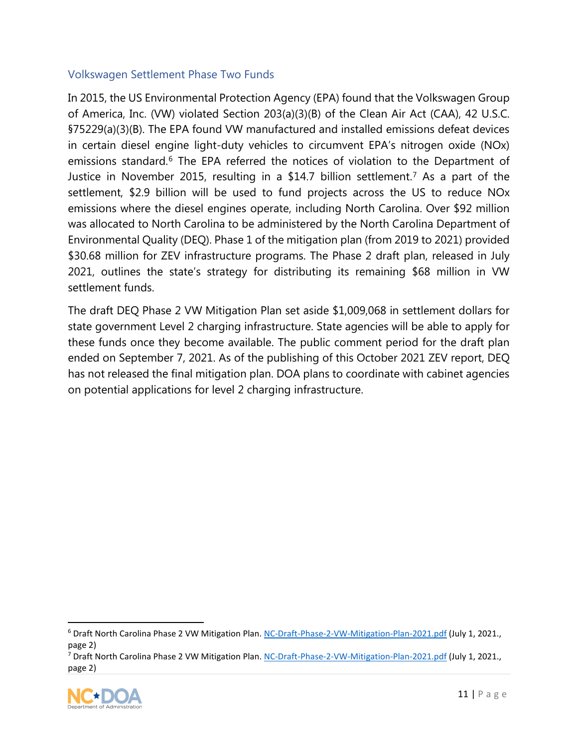## Volkswagen Settlement Phase Two Funds

In 2015, the US Environmental Protection Agency (EPA) found that the Volkswagen Group of America, Inc. (VW) violated Section 203(a)(3)(B) of the Clean Air Act (CAA), 42 U.S.C. §75229(a)(3)(B). The EPA found VW manufactured and installed emissions defeat devices in certain diesel engine light-duty vehicles to circumvent EPA's nitrogen oxide (NOx) emissions standard.[6] The EPA referred the notices of violation to the Department of Justice in November 2015, resulting in a $14.7 billion settlement.[7] As a part of the settlement, $2.9 billion will be used to fund projects across the US to reduce NOx emissions where the diesel engines operate, including North Carolina. Over $92 million was allocated to North Carolina to be administered by the North Carolina Department of Environmental Quality (DEQ). Phase 1 of the mitigation plan (from 2019 to 2021) provided $30.68 million for ZEV infrastructure programs. The Phase 2 draft plan, released in July 2021, outlines the state's strategy for distributing its remaining $68 million in VW settlement funds.

The draft DEQ Phase 2 VW Mitigation Plan set aside $1,009,068 in settlement dollars for state government Level 2 charging infrastructure. State agencies will be able to apply for these funds once they become available. The public comment period for the draft plan ended on September 7, 2021. As of the publishing of this October 2021 ZEV report, DEQ has not released the final mitigation plan. DOA plans to coordinate with cabinet agencies on potential applications for level 2 charging infrastructure.

---

[6] Draft North Carolina Phase 2 VW Mitigation Plan. NC-Draft-Phase-2-VW-Mitigation-Plan-2021.pdf (July 1, 2021., page 2)

[7] Draft North Carolina Phase 2 VW Mitigation Plan. NC-Draft-Phase-2-VW-Mitigation-Plan-2021.pdf (July 1, 2021., page 2)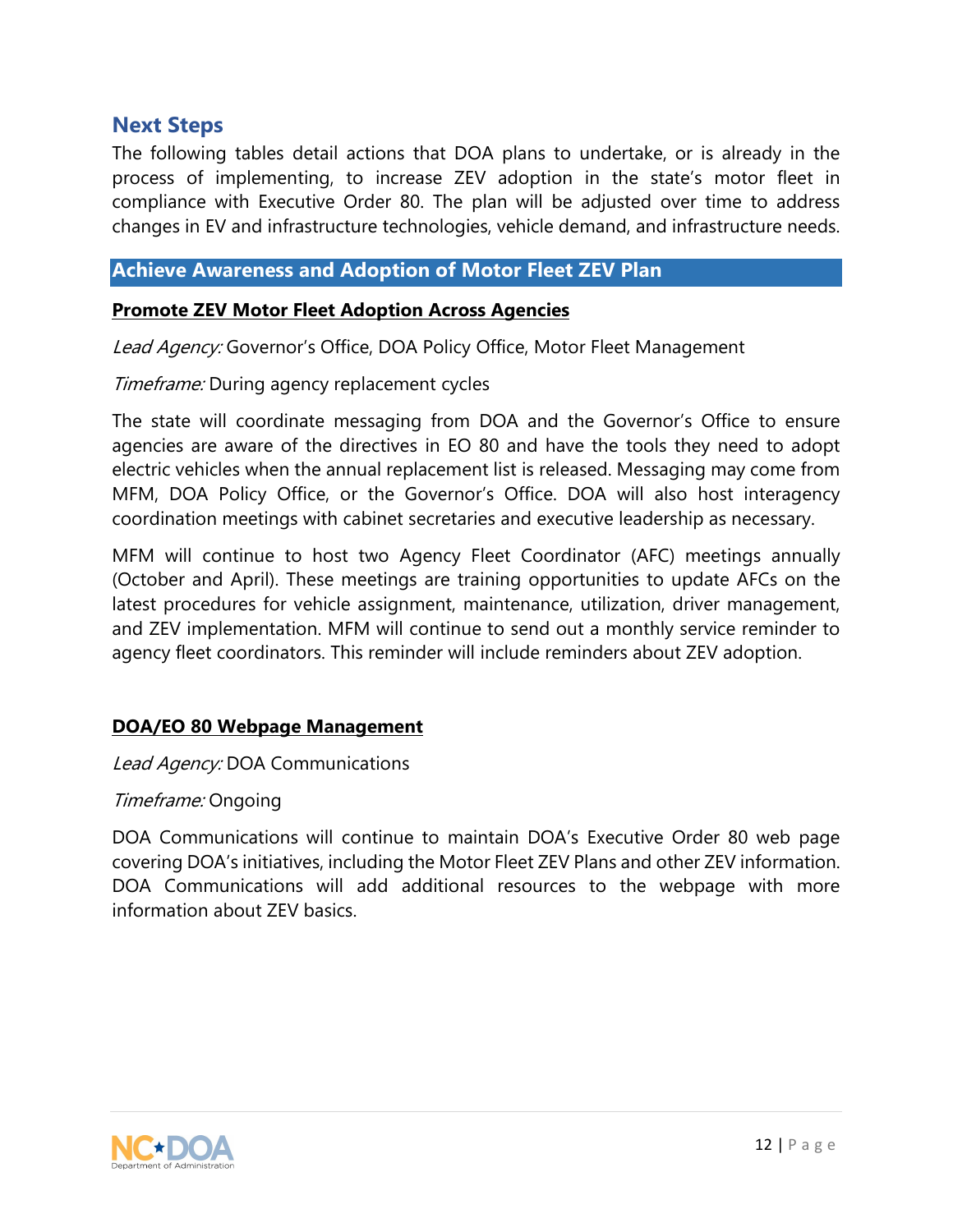## Next Steps

The following tables detail actions that DOA plans to undertake, or is already in the process of implementing, to increase ZEV adoption in the state's motor fleet in compliance with Executive Order 80. The plan will be adjusted over time to address changes in EV and infrastructure technologies, vehicle demand, and infrastructure needs.

### Achieve Awareness and Adoption of Motor Fleet ZEV Plan

**Promote ZEV Motor Fleet Adoption Across Agencies**

*Lead Agency:* Governor's Office, DOA Policy Office, Motor Fleet Management

*Timeframe:* During agency replacement cycles

The state will coordinate messaging from DOA and the Governor's Office to ensure agencies are aware of the directives in EO 80 and have the tools they need to adopt electric vehicles when the annual replacement list is released. Messaging may come from MFM, DOA Policy Office, or the Governor's Office. DOA will also host interagency coordination meetings with cabinet secretaries and executive leadership as necessary.

MFM will continue to host two Agency Fleet Coordinator (AFC) meetings annually (October and April). These meetings are training opportunities to update AFCs on the latest procedures for vehicle assignment, maintenance, utilization, driver management, and ZEV implementation. MFM will continue to send out a monthly service reminder to agency fleet coordinators. This reminder will include reminders about ZEV adoption.

**DOA/EO 80 Webpage Management**

*Lead Agency:* DOA Communications

*Timeframe:* Ongoing

DOA Communications will continue to maintain DOA's Executive Order 80 web page covering DOA's initiatives, including the Motor Fleet ZEV Plans and other ZEV information. DOA Communications will add additional resources to the webpage with more information about ZEV basics.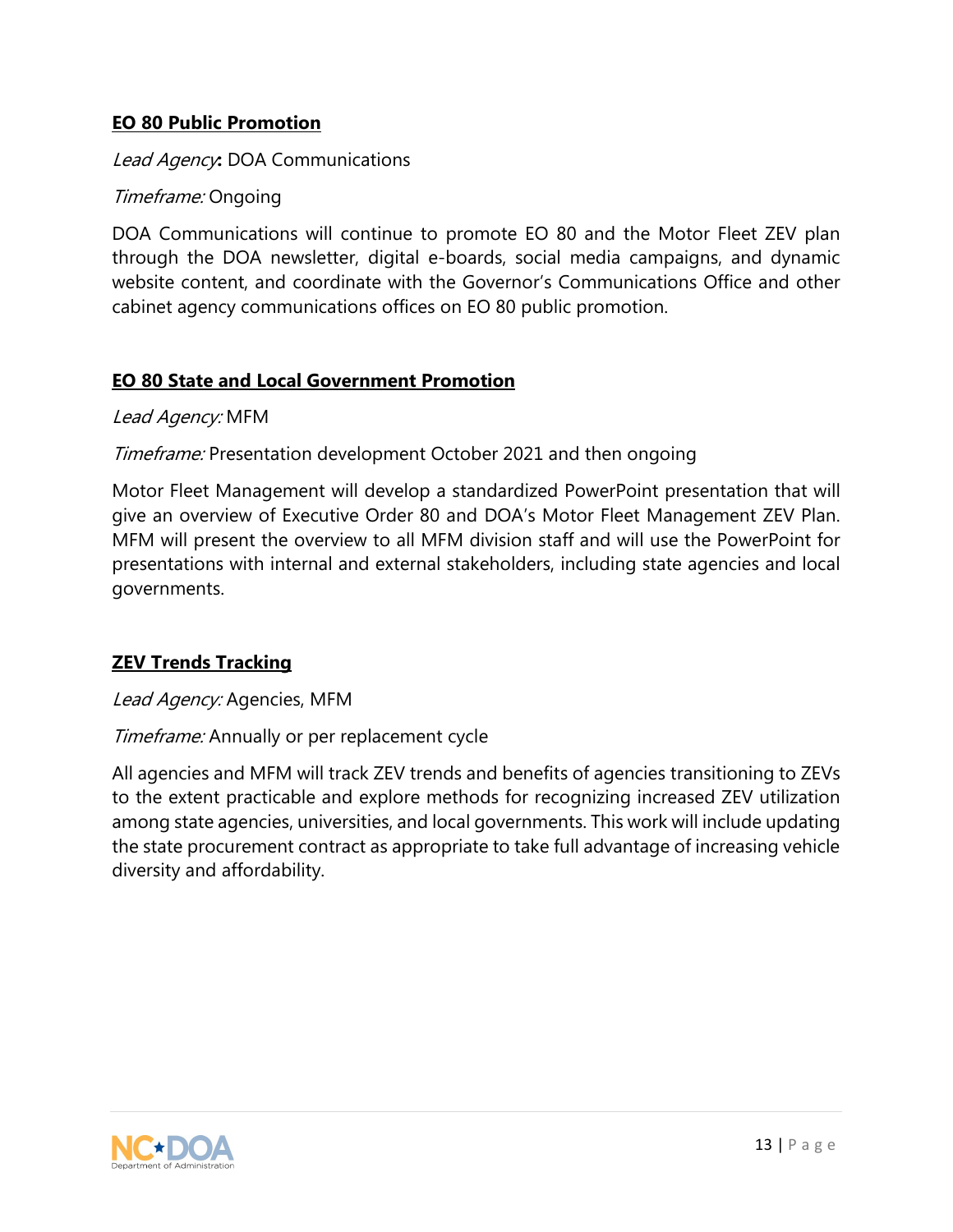**EO 80 Public Promotion**

*Lead Agency***:** DOA Communications

*Timeframe:* Ongoing

DOA Communications will continue to promote EO 80 and the Motor Fleet ZEV plan through the DOA newsletter, digital e-boards, social media campaigns, and dynamic website content, and coordinate with the Governor's Communications Office and other cabinet agency communications offices on EO 80 public promotion.

**EO 80 State and Local Government Promotion**

*Lead Agency:* MFM

*Timeframe:* Presentation development October 2021 and then ongoing

Motor Fleet Management will develop a standardized PowerPoint presentation that will give an overview of Executive Order 80 and DOA's Motor Fleet Management ZEV Plan. MFM will present the overview to all MFM division staff and will use the PowerPoint for presentations with internal and external stakeholders, including state agencies and local governments.

**ZEV Trends Tracking**

*Lead Agency:* Agencies, MFM

*Timeframe:* Annually or per replacement cycle

All agencies and MFM will track ZEV trends and benefits of agencies transitioning to ZEVs to the extent practicable and explore methods for recognizing increased ZEV utilization among state agencies, universities, and local governments. This work will include updating the state procurement contract as appropriate to take full advantage of increasing vehicle diversity and affordability.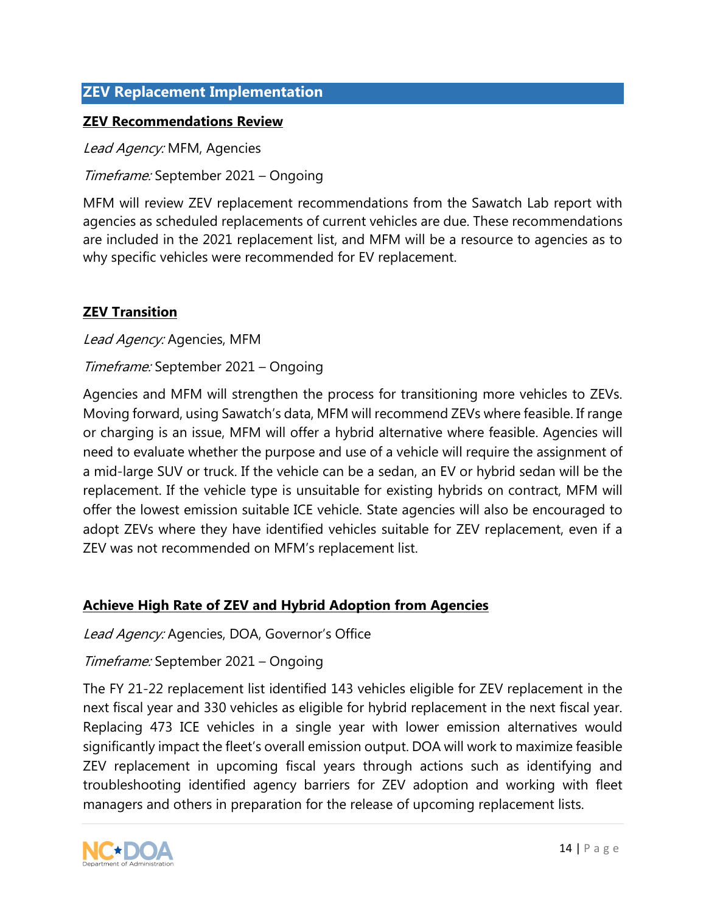## ZEV Replacement Implementation

### ZEV Recommendations Review

*Lead Agency:* MFM, Agencies

*Timeframe:* September 2021 – Ongoing

MFM will review ZEV replacement recommendations from the Sawatch Lab report with agencies as scheduled replacements of current vehicles are due. These recommendations are included in the 2021 replacement list, and MFM will be a resource to agencies as to why specific vehicles were recommended for EV replacement.

### ZEV Transition

*Lead Agency:* Agencies, MFM

*Timeframe:* September 2021 – Ongoing

Agencies and MFM will strengthen the process for transitioning more vehicles to ZEVs. Moving forward, using Sawatch's data, MFM will recommend ZEVs where feasible. If range or charging is an issue, MFM will offer a hybrid alternative where feasible. Agencies will need to evaluate whether the purpose and use of a vehicle will require the assignment of a mid-large SUV or truck. If the vehicle can be a sedan, an EV or hybrid sedan will be the replacement. If the vehicle type is unsuitable for existing hybrids on contract, MFM will offer the lowest emission suitable ICE vehicle. State agencies will also be encouraged to adopt ZEVs where they have identified vehicles suitable for ZEV replacement, even if a ZEV was not recommended on MFM's replacement list.

### Achieve High Rate of ZEV and Hybrid Adoption from Agencies

*Lead Agency:* Agencies, DOA, Governor's Office

*Timeframe:* September 2021 – Ongoing

The FY 21-22 replacement list identified 143 vehicles eligible for ZEV replacement in the next fiscal year and 330 vehicles as eligible for hybrid replacement in the next fiscal year. Replacing 473 ICE vehicles in a single year with lower emission alternatives would significantly impact the fleet's overall emission output. DOA will work to maximize feasible ZEV replacement in upcoming fiscal years through actions such as identifying and troubleshooting identified agency barriers for ZEV adoption and working with fleet managers and others in preparation for the release of upcoming replacement lists.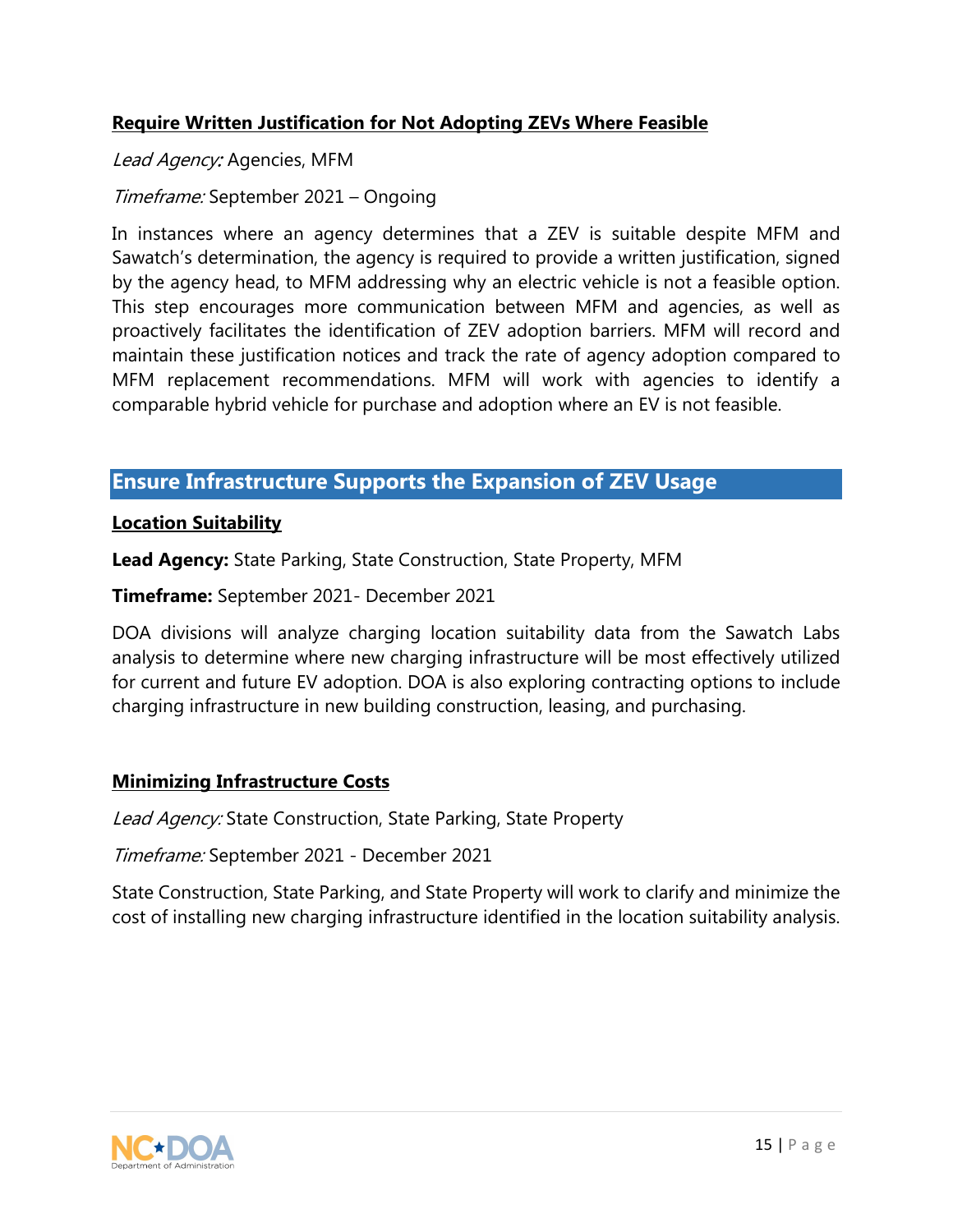### Require Written Justification for Not Adopting ZEVs Where Feasible

*Lead Agency:* Agencies, MFM

*Timeframe:* September 2021 – Ongoing

In instances where an agency determines that a ZEV is suitable despite MFM and Sawatch's determination, the agency is required to provide a written justification, signed by the agency head, to MFM addressing why an electric vehicle is not a feasible option. This step encourages more communication between MFM and agencies, as well as proactively facilitates the identification of ZEV adoption barriers. MFM will record and maintain these justification notices and track the rate of agency adoption compared to MFM replacement recommendations. MFM will work with agencies to identify a comparable hybrid vehicle for purchase and adoption where an EV is not feasible.

## Ensure Infrastructure Supports the Expansion of ZEV Usage

### Location Suitability

**Lead Agency:** State Parking, State Construction, State Property, MFM

**Timeframe:** September 2021- December 2021

DOA divisions will analyze charging location suitability data from the Sawatch Labs analysis to determine where new charging infrastructure will be most effectively utilized for current and future EV adoption. DOA is also exploring contracting options to include charging infrastructure in new building construction, leasing, and purchasing.

### Minimizing Infrastructure Costs

*Lead Agency:* State Construction, State Parking, State Property

*Timeframe:* September 2021 - December 2021

State Construction, State Parking, and State Property will work to clarify and minimize the cost of installing new charging infrastructure identified in the location suitability analysis.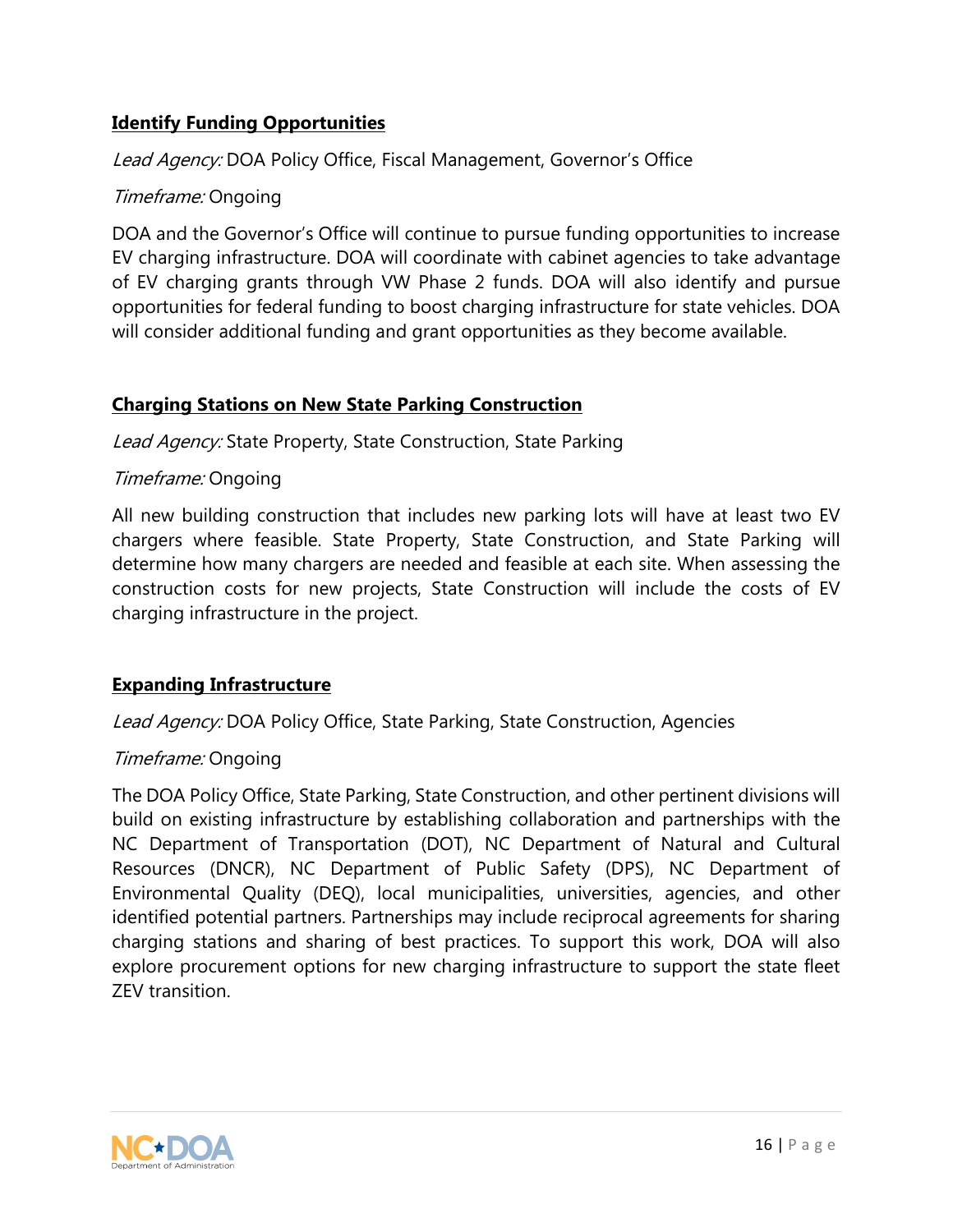### **Identify Funding Opportunities**

*Lead Agency:* DOA Policy Office, Fiscal Management, Governor's Office

*Timeframe:* Ongoing

DOA and the Governor's Office will continue to pursue funding opportunities to increase EV charging infrastructure. DOA will coordinate with cabinet agencies to take advantage of EV charging grants through VW Phase 2 funds. DOA will also identify and pursue opportunities for federal funding to boost charging infrastructure for state vehicles. DOA will consider additional funding and grant opportunities as they become available.

### **Charging Stations on New State Parking Construction**

*Lead Agency:* State Property, State Construction, State Parking

*Timeframe:* Ongoing

All new building construction that includes new parking lots will have at least two EV chargers where feasible. State Property, State Construction, and State Parking will determine how many chargers are needed and feasible at each site. When assessing the construction costs for new projects, State Construction will include the costs of EV charging infrastructure in the project.

### **Expanding Infrastructure**

*Lead Agency:* DOA Policy Office, State Parking, State Construction, Agencies

*Timeframe:* Ongoing

The DOA Policy Office, State Parking, State Construction, and other pertinent divisions will build on existing infrastructure by establishing collaboration and partnerships with the NC Department of Transportation (DOT), NC Department of Natural and Cultural Resources (DNCR), NC Department of Public Safety (DPS), NC Department of Environmental Quality (DEQ), local municipalities, universities, agencies, and other identified potential partners. Partnerships may include reciprocal agreements for sharing charging stations and sharing of best practices. To support this work, DOA will also explore procurement options for new charging infrastructure to support the state fleet ZEV transition.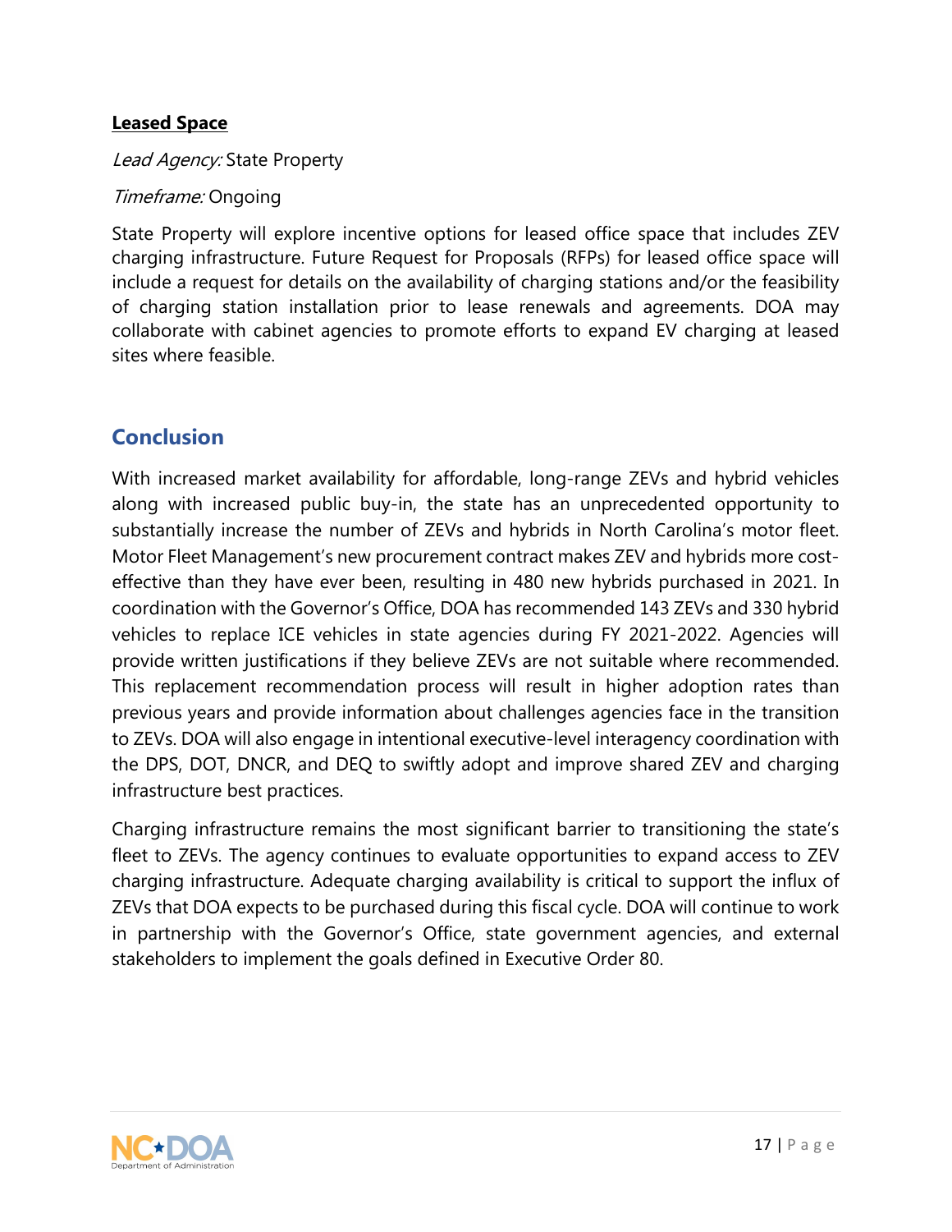### **Leased Space**

*Lead Agency:* State Property

*Timeframe:* Ongoing

State Property will explore incentive options for leased office space that includes ZEV charging infrastructure. Future Request for Proposals (RFPs) for leased office space will include a request for details on the availability of charging stations and/or the feasibility of charging station installation prior to lease renewals and agreements. DOA may collaborate with cabinet agencies to promote efforts to expand EV charging at leased sites where feasible.

## Conclusion

With increased market availability for affordable, long-range ZEVs and hybrid vehicles along with increased public buy-in, the state has an unprecedented opportunity to substantially increase the number of ZEVs and hybrids in North Carolina's motor fleet. Motor Fleet Management's new procurement contract makes ZEV and hybrids more cost-effective than they have ever been, resulting in 480 new hybrids purchased in 2021. In coordination with the Governor's Office, DOA has recommended 143 ZEVs and 330 hybrid vehicles to replace ICE vehicles in state agencies during FY 2021-2022. Agencies will provide written justifications if they believe ZEVs are not suitable where recommended. This replacement recommendation process will result in higher adoption rates than previous years and provide information about challenges agencies face in the transition to ZEVs. DOA will also engage in intentional executive-level interagency coordination with the DPS, DOT, DNCR, and DEQ to swiftly adopt and improve shared ZEV and charging infrastructure best practices.

Charging infrastructure remains the most significant barrier to transitioning the state's fleet to ZEVs. The agency continues to evaluate opportunities to expand access to ZEV charging infrastructure. Adequate charging availability is critical to support the influx of ZEVs that DOA expects to be purchased during this fiscal cycle. DOA will continue to work in partnership with the Governor's Office, state government agencies, and external stakeholders to implement the goals defined in Executive Order 80.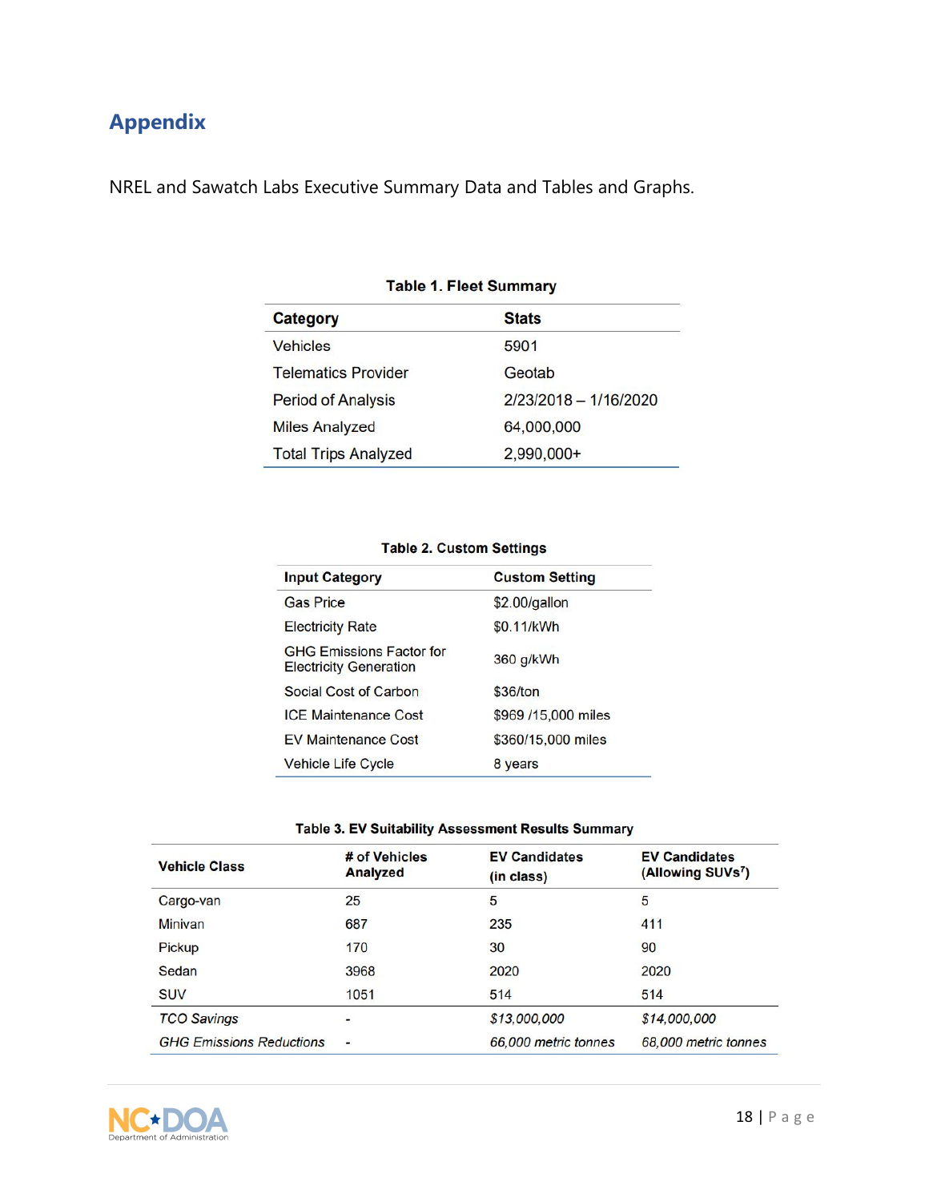# Appendix

NREL and Sawatch Labs Executive Summary Data and Tables and Graphs.

**Table 1. Fleet Summary**

| Category | Stats |
|---|---|
| Vehicles | 5901 |
| Telematics Provider | Geotab |
| Period of Analysis | 2/23/2018 – 1/16/2020 |
| Miles Analyzed | 64,000,000 |
| Total Trips Analyzed | 2,990,000+ |

**Table 2. Custom Settings**

| Input Category | Custom Setting |
|---|---|
| Gas Price | $2.00/gallon |
| Electricity Rate | $0.11/kWh |
| GHG Emissions Factor for Electricity Generation | 360 g/kWh |
| Social Cost of Carbon | $36/ton |
| ICE Maintenance Cost | $969 /15,000 miles |
| EV Maintenance Cost | $360/15,000 miles |
| Vehicle Life Cycle | 8 years |

**Table 3. EV Suitability Assessment Results Summary**

| Vehicle Class | # of Vehicles Analyzed | EV Candidates (in class) | EV Candidates (Allowing SUVs[7]) |
|---|---|---|---|
| Cargo-van | 25 | 5 | 5 |
| Minivan | 687 | 235 | 411 |
| Pickup | 170 | 30 | 90 |
| Sedan | 3968 | 2020 | 2020 |
| SUV | 1051 | 514 | 514 |
| *TCO Savings* | - | *$13,000,000* | *$14,000,000* |
| *GHG Emissions Reductions* | - | *66,000 metric tonnes* | *68,000 metric tonnes* |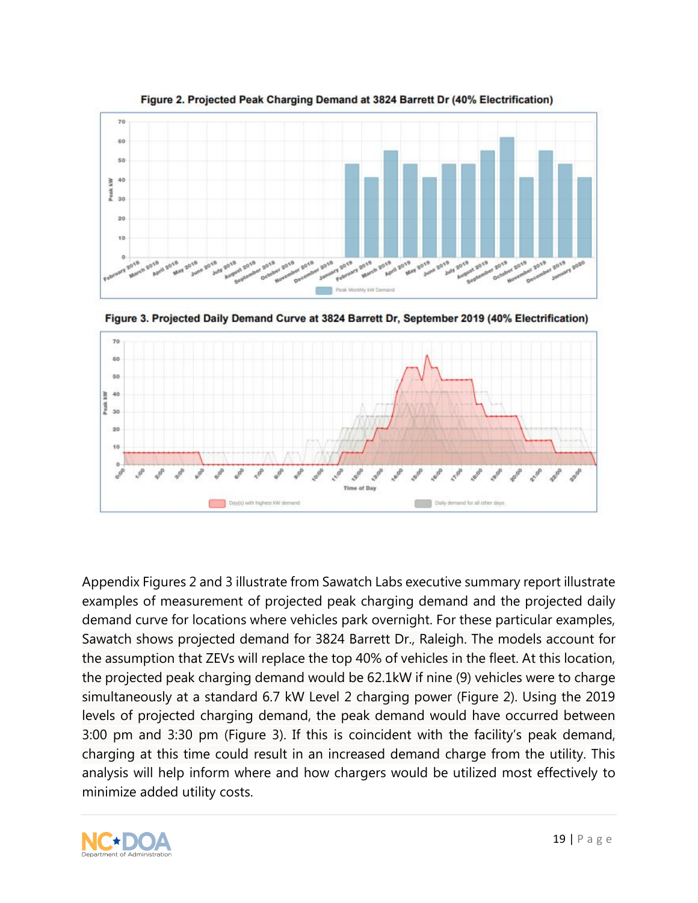**Figure 2. Projected Peak Charging Demand at 3824 Barrett Dr (40% Electrification)**

**Figure 3. Projected Daily Demand Curve at 3824 Barrett Dr, September 2019 (40% Electrification)**

Appendix Figures 2 and 3 illustrate from Sawatch Labs executive summary report illustrate examples of measurement of projected peak charging demand and the projected daily demand curve for locations where vehicles park overnight. For these particular examples, Sawatch shows projected demand for 3824 Barrett Dr., Raleigh. The models account for the assumption that ZEVs will replace the top 40% of vehicles in the fleet. At this location, the projected peak charging demand would be 62.1kW if nine (9) vehicles were to charge simultaneously at a standard 6.7 kW Level 2 charging power (Figure 2). Using the 2019 levels of projected charging demand, the peak demand would have occurred between 3:00 pm and 3:30 pm (Figure 3). If this is coincident with the facility's peak demand, charging at this time could result in an increased demand charge from the utility. This analysis will help inform where and how chargers would be utilized most effectively to minimize added utility costs.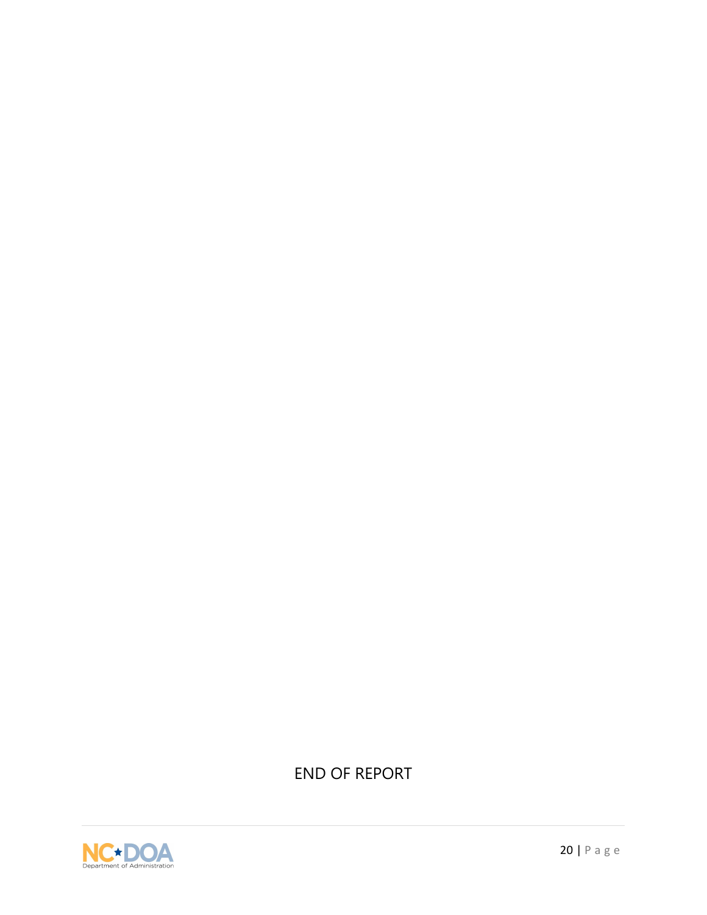END OF REPORT